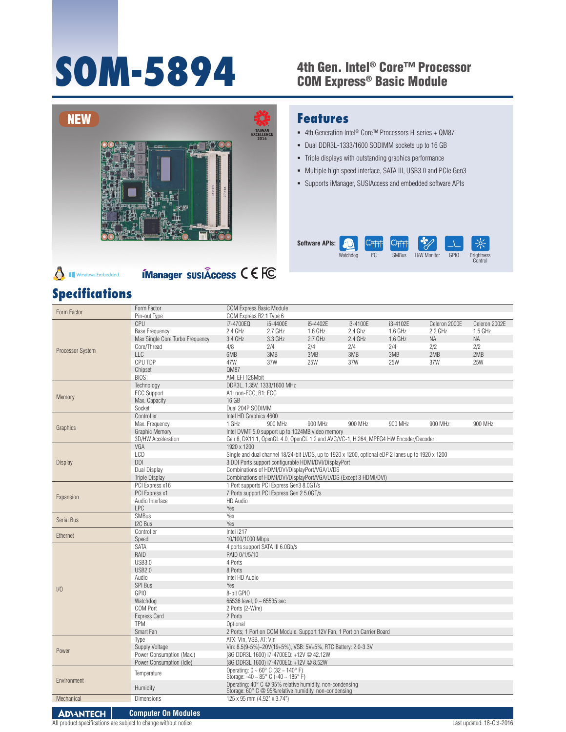# SOM-5894

## 4th Gen. Intel® Core™ Processor COM Express® Basic Module

NEW

TAIWAN EXCELLENCE 2014

## Features

- 4th Generation Intel® Core™ Processors H-series + QM87
- Dual DDR3L-1333/1600 SODIMM sockets up to 16 GB
- Triple displays with outstanding graphics performance
- Multiple high speed interface, SATA III, USB3.0 and PCIe Gen3
- Supports iManager, SUSIAccess and embedded software APIs

**Software APIs:** Watchdog, I²C, SMBus, H/W Monitor, GPIO, Brightness Control

Windows Embedded | iManager | SUSIAccess | CE | FC

## Specifications

| Category | Item | Specification | | | | | | |
|---|---|---|---|---|---|---|---|---|
| Form Factor | Form Factor | COM Express Basic Module | | | | | | |
| | Pin-out Type | COM Express R2.1 Type 6 | | | | | | |
| Processor System | CPU | i7-4700EQ | i5-4400E | i5-4402E | i3-4100E | i3-4102E | Celeron 2000E | Celeron 2002E |
| | Base Frequency | 2.4 GHz | 2.7 GHz | 1.6 GHz | 2.4 Ghz | 1.6 GHz | 2.2 GHz | 1.5 GHz |
| | Max Single Core Turbo Frequency | 3.4 GHz | 3.3 GHz | 2.7 GHz | 2.4 GHz | 1.6 GHz | NA | NA |
| | Core/Thread | 4/8 | 2/4 | 2/4 | 2/4 | 2/4 | 2/2 | 2/2 |
| | LLC | 6MB | 3MB | 3MB | 3MB | 3MB | 2MB | 2MB |
| | CPU TDP | 47W | 37W | 25W | 37W | 25W | 37W | 25W |
| | Chipset | QM87 | | | | | | |
| | BIOS | AMI EFI 128Mbit | | | | | | |
| Memory | Technology | DDR3L, 1.35V, 1333/1600 MHz | | | | | | |
| | ECC Support | A1: non-ECC, B1: ECC | | | | | | |
| | Max. Capacity | 16 GB | | | | | | |
| | Socket | Dual 204P SODIMM | | | | | | |
| Graphics | Controller | Intel HD Graphics 4600 | | | | | | |
| | Max. Frequency | 1 GHz | 900 MHz | 900 MHz | 900 MHz | 900 MHz | 900 MHz | 900 MHz |
| | Graphic Memory | Intel DVMT 5.0 support up to 1024MB video memory | | | | | | |
| | 3D/HW Acceleration | Gen 8, DX11.1, OpenGL 4.0, OpenCL 1.2 and AVC/VC-1, H.264, MPEG4 HW Encoder/Decoder | | | | | | |
| Display | VGA | 1920 x 1200 | | | | | | |
| | LCD | Single and dual channel 18/24-bit LVDS, up to 1920 x 1200, optional eDP 2 lanes up to 1920 x 1200 | | | | | | |
| | DDI | 3 DDI Ports support configurable HDMI/DVI/DisplayPort | | | | | | |
| | Dual Display | Combinations of HDMI/DVI/DisplayPort/VGA/LVDS | | | | | | |
| | Triple Display | Combinations of HDMI/DVI/DisplayPort/VGA/LVDS (Except 3 HDMI/DVI) | | | | | | |
| Expansion | PCI Express x16 | 1 Port supports PCI Express Gen3 8.0GT/s | | | | | | |
| | PCI Express x1 | 7 Ports support PCI Express Gen 2 5.0GT/s | | | | | | |
| | Audio Interface | HD Audio | | | | | | |
| | LPC | Yes | | | | | | |
| Serial Bus | SMBus | Yes | | | | | | |
| | I2C Bus | Yes | | | | | | |
| Ethernet | Controller | Intel i217 | | | | | | |
| | Speed | 10/100/1000 Mbps | | | | | | |
| I/O | SATA | 4 ports support SATA III 6.0Gb/s | | | | | | |
| | RAID | RAID 0/1/5/10 | | | | | | |
| | USB3.0 | 4 Ports | | | | | | |
| | USB2.0 | 8 Ports | | | | | | |
| | Audio | Intel HD Audio | | | | | | |
| | SPI Bus | Yes | | | | | | |
| | GPIO | 8-bit GPIO | | | | | | |
| | Watchdog | 65536 level, 0 ~ 65535 sec | | | | | | |
| | COM Port | 2 Ports (2-Wire) | | | | | | |
| | Express Card | 2 Ports | | | | | | |
| | TPM | Optional | | | | | | |
| | Smart Fan | 2 Ports; 1 Port on COM Module. Support 12V Fan, 1 Port on Carrier Board | | | | | | |
| Power | Type | ATX: Vin, VSB, AT: Vin | | | | | | |
| | Supply Voltage | Vin: 8.5(9-5%)~20V(19+5%), VSB: 5V±5%, RTC Battery: 2.0-3.3V | | | | | | |
| | Power Consumption (Max.) | (8G DDR3L 1600) i7-4700EQ: +12V @ 42.12W | | | | | | |
| | Power Consumption (Idle) | (8G DDR3L 1600) i7-4700EQ: +12V @ 8.52W | | | | | | |
| Environment | Temperature | Operating: 0 ~ 60° C (32 ~ 140° F)<br>Storage: -40 ~ 85° C (-40 ~ 185° F) | | | | | | |
| | Humidity | Operating: 40° C @ 95% relative humidity, non-condensing<br>Storage: 60° C @ 95%relative humidity, non-condensing | | | | | | |
| Mechanical | Dimensions | 125 x 95 mm (4.92" x 3.74") | | | | | | |

ADVANTECH | Computer On Modules

All product specifications are subject to change without notice

Last updated: 18-Oct-2016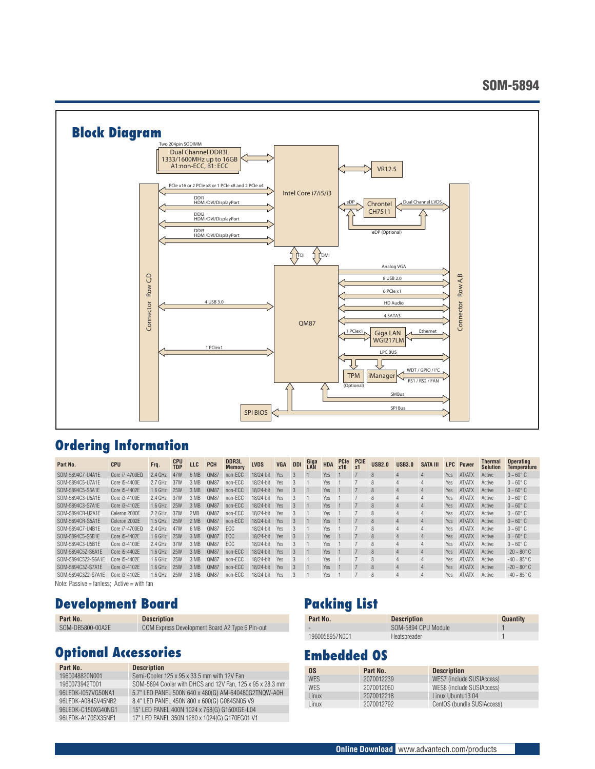## Block Diagram

Two 204pin SODIMM
Dual Channel DDR3L 1333/1600MHz up to 16GB A1:non-ECC, B1: ECC
VR12.5
PCIe x16 or 2 PCIe x8 or 1 PCIe x8 and 2 PCIe x4
Intel Core i7/i5/i3
DDI1 HDMI/DVI/DisplayPort
DDI2 HDMI/DVI/DisplayPort
DDI3 HDMI/DVI/DisplayPort
eDP
Chrontel CH7511
Dual Channel LVDS
eDP (Optional)
FDI
DMI
Connector Row C,D
Connector Row A,B
Analog VGA
8 USB 2.0
6 PCIe x1
HD Audio
4 SATA3
4 USB 3.0
QM87
1 PCIex1
Giga LAN WGI217LM
Ethernet
1 PCIex1
LPC BUS
TPM (Optional)
iManager
WDT / GPIO / I²C
RS1 / RS2 / FAN
SMBus
SPI BIOS
SPI Bus

## Ordering Information

| Part No. | CPU | Frq. | CPU TDP | LLC | PCH | DDR3L Memory | LVDS | VGA | DDI | Giga LAN | HDA | PCIe x16 | PCIE x1 | USB2.0 | USB3.0 | SATA III | LPC | Power | Thermal Solution | Operating Temperature |
|---|---|---|---|---|---|---|---|---|---|---|---|---|---|---|---|---|---|---|---|---|
| SOM-5894C7-U4A1E | Core i7-4700EQ | 2.4 GHz | 47W | 6 MB | QM87 | non-ECC | 18/24-bit | Yes | 3 | 1 | Yes | 1 | 7 | 8 | 4 | 4 | Yes | AT/ATX | Active | 0 ~ 60° C |
| SOM-5894C5-U7A1E | Core i5-4400E | 2.7 GHz | 37W | 3 MB | QM87 | non-ECC | 18/24-bit | Yes | 3 | 1 | Yes | 1 | 7 | 8 | 4 | 4 | Yes | AT/ATX | Active | 0 ~ 60° C |
| SOM-5894C5-S6A1E | Core i5-4402E | 1.6 GHz | 25W | 3 MB | QM87 | non-ECC | 18/24-bit | Yes | 3 | 1 | Yes | 1 | 7 | 8 | 4 | 4 | Yes | AT/ATX | Active | 0 ~ 60° C |
| SOM-5894C3-U5A1E | Core i3-4100E | 2.4 GHz | 37W | 3 MB | QM87 | non-ECC | 18/24-bit | Yes | 3 | 1 | Yes | 1 | 7 | 8 | 4 | 4 | Yes | AT/ATX | Active | 0 ~ 60° C |
| SOM-5894C3-S7A1E | Core i3-4102E | 1.6 GHz | 25W | 3 MB | QM87 | non-ECC | 18/24-bit | Yes | 3 | 1 | Yes | 1 | 7 | 8 | 4 | 4 | Yes | AT/ATX | Active | 0 ~ 60° C |
| SOM-5894CR-U2A1E | Celeron 2000E | 2.2 GHz | 37W | 2MB | QM87 | non-ECC | 18/24-bit | Yes | 3 | 1 | Yes | 1 | 7 | 8 | 4 | 4 | Yes | AT/ATX | Active | 0 ~ 60° C |
| SOM-5894CR-S5A1E | Celeron 2002E | 1.5 GHz | 25W | 2 MB | QM87 | non-ECC | 18/24-bit | Yes | 3 | 1 | Yes | 1 | 7 | 8 | 4 | 4 | Yes | AT/ATX | Active | 0 ~ 60° C |
| SOM-5894C7-U4B1E | Core i7-4700EQ | 2.4 GHz | 47W | 6 MB | QM87 | ECC | 18/24-bit | Yes | 3 | 1 | Yes | 1 | 7 | 8 | 4 | 4 | Yes | AT/ATX | Active | 0 ~ 60° C |
| SOM-5894C5-S6B1E | Core i5-4402E | 1.6 GHz | 25W | 3 MB | QM87 | ECC | 18/24-bit | Yes | 3 | 1 | Yes | 1 | 7 | 8 | 4 | 4 | Yes | AT/ATX | Active | 0 ~ 60° C |
| SOM-5894C3-U5B1E | Core i3-4100E | 2.4 GHz | 37W | 3 MB | QM87 | ECC | 18/24-bit | Yes | 3 | 1 | Yes | 1 | 7 | 8 | 4 | 4 | Yes | AT/ATX | Active | 0 ~ 60° C |
| SOM-5894C5Z-S6A1E | Core i5-4402E | 1.6 GHz | 25W | 3 MB | QM87 | non-ECC | 18/24-bit | Yes | 3 | 1 | Yes | 1 | 7 | 8 | 4 | 4 | Yes | AT/ATX | Active | -20 ~ 80° C |
| SOM-5894C5Z2-S6A1E | Core i5-4402E | 1.6 GHz | 25W | 3 MB | QM87 | non-ECC | 18/24-bit | Yes | 3 | 1 | Yes | 1 | 7 | 8 | 4 | 4 | Yes | AT/ATX | Active | -40 ~ 85° C |
| SOM-5894C3Z-S7A1E | Core i3-4102E | 1.6 GHz | 25W | 3 MB | QM87 | non-ECC | 18/24-bit | Yes | 3 | 1 | Yes | 1 | 7 | 8 | 4 | 4 | Yes | AT/ATX | Active | -20 ~ 80° C |
| SOM-5894C3Z2-S7A1E | Core i3-4102E | 1.6 GHz | 25W | 3 MB | QM87 | non-ECC | 18/24-bit | Yes | 3 | 1 | Yes | 1 | 7 | 8 | 4 | 4 | Yes | AT/ATX | Active | -40 ~ 85° C |

Note: Passive = fanless; Active = with fan

## Development Board

| Part No. | Description |
|---|---|
| SOM-DB5800-00A2E | COM Express Development Board A2 Type 6 Pin-out |

## Optional Accessories

| Part No. | Description |
|---|---|
| 1960048820N001 | Semi-Cooler 125 x 95 x 33.5 mm with 12V Fan |
| 1960073942T001 | SOM-5894 Cooler with DHCS and 12V Fan, 125 x 95 x 28.3 mm |
| 96LEDK-I057VG50NA1 | 5.7" LED PANEL 500N 640 x 480(G) AM-640480G2TNQW-A0H |
| 96LEDK-A084SV45NB2 | 8.4" LED PANEL 450N 800 x 600(G) G084SN05 V9 |
| 96LEDK-C150XG40NG1 | 15" LED PANEL 400N 1024 x 768(G) G150XGE-L04 |
| 96LEDK-A170SX35NF1 | 17" LED PANEL 350N 1280 x 1024(G) G170EG01 V1 |

## Packing List

| Part No. | Description | Quantity |
|---|---|---|
| - | SOM-5894 CPU Module | 1 |
| 1960058957N001 | Heatspreader | 1 |

## Embedded OS

| OS | Part No. | Description |
|---|---|---|
| WES | 2070012239 | WES7 (include SUSIAccess) |
| WES | 2070012060 | WES8 (include SUSIAccess) |
| Linux | 2070012218 | Linux Ubuntu13.04 |
| Linux | 2070012792 | CentOS (bundle SUSIAccess) |